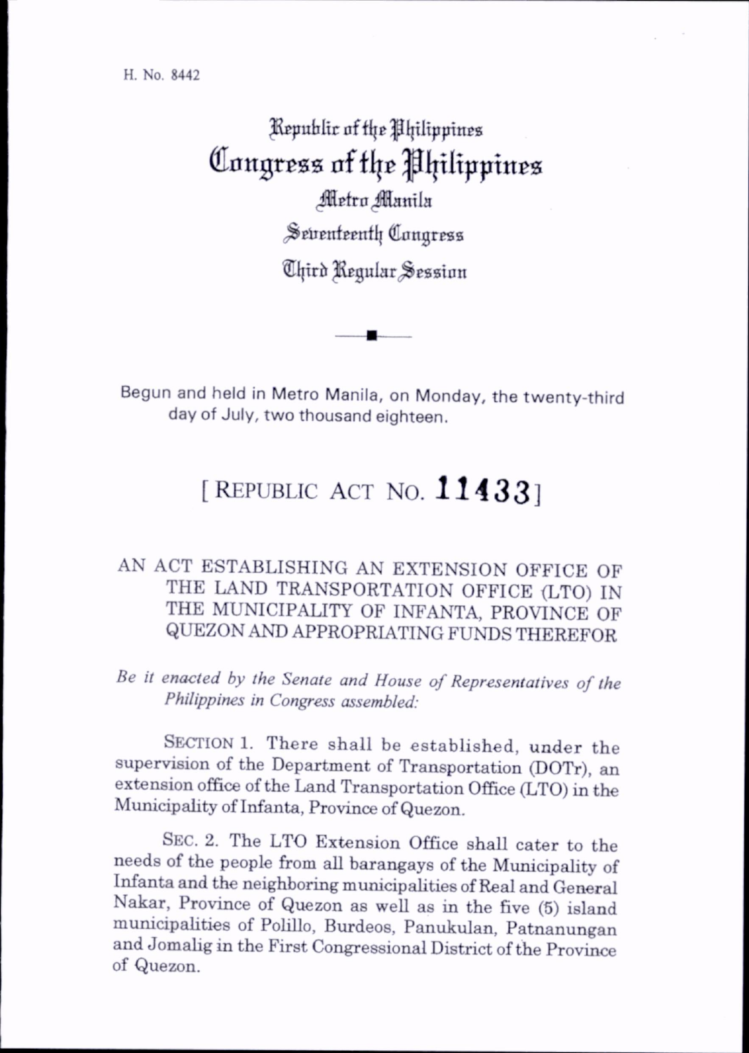H. No. 8442

Republic of the Philippines

# Congress of the Philippines

Metro Manila

Seventeenth Congress

Third Regular Session

Begun and held in Metro Manila, on Monday, the twenty-third day of July, two thousand eighteen.

## [ REPUBLIC ACT NO. 11433 ]

AN ACT ESTABLISHING AN EXTENSION OFFICE OF THE LAND TRANSPORTATION OFFICE (LTO) IN THE MUNICIPALITY OF INFANTA, PROVINCE OF QUEZON AND APPROPRIATING FUNDS THEREFOR

*Be it enacted by the Senate and House of Representatives of the Philippines in Congress assembled:*

SECTION 1. There shall be established, under the supervision of the Department of Transportation (DOTr), an extension office of the Land Transportation Office (LTO) in the Municipality of Infanta, Province of Quezon.

SEC. 2. The LTO Extension Office shall cater to the needs of the people from all barangays of the Municipality of Infanta and the neighboring municipalities of Real and General Nakar, Province of Quezon as well as in the five (5) island municipalities of Polillo, Burdeos, Panukulan, Patnanungan and Jomalig in the First Congressional District of the Province of Quezon.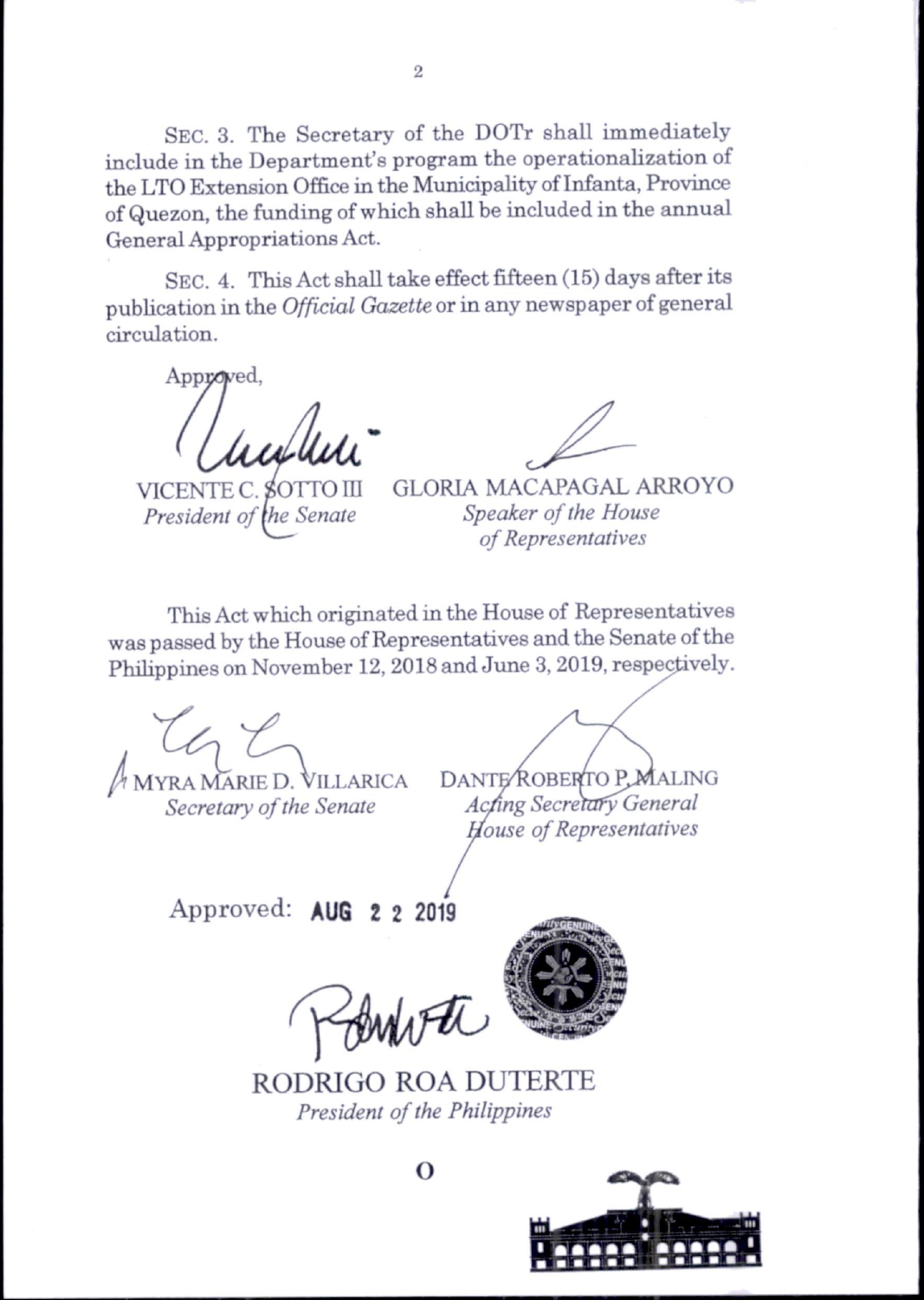SEC. 3. The Secretary of the DOTr shall immediately include in the Department's program the operationalization of the LTO Extension Office in the Municipality of Infanta, Province of Quezon, the funding of which shall be included in the annual General Appropriations Act.

SEC. 4. This Act shall take effect fifteen (15) days after its publication in the *Official Gazette* or in any newspaper of general circulation.

Approved,

VICENTE C. SOTTO III
*President of the Senate*

GLORIA MACAPAGAL ARROYO
*Speaker of the House of Representatives*

This Act which originated in the House of Representatives was passed by the House of Representatives and the Senate of the Philippines on November 12, 2018 and June 3, 2019, respectively.

MYRA MARIE D. VILLARICA
*Secretary of the Senate*

DANTE ROBERTO P. MALING
*Acting Secretary General House of Representatives*

Approved: **AUG 2 2 2019**

RODRIGO ROA DUTERTE
*President of the Philippines*

O